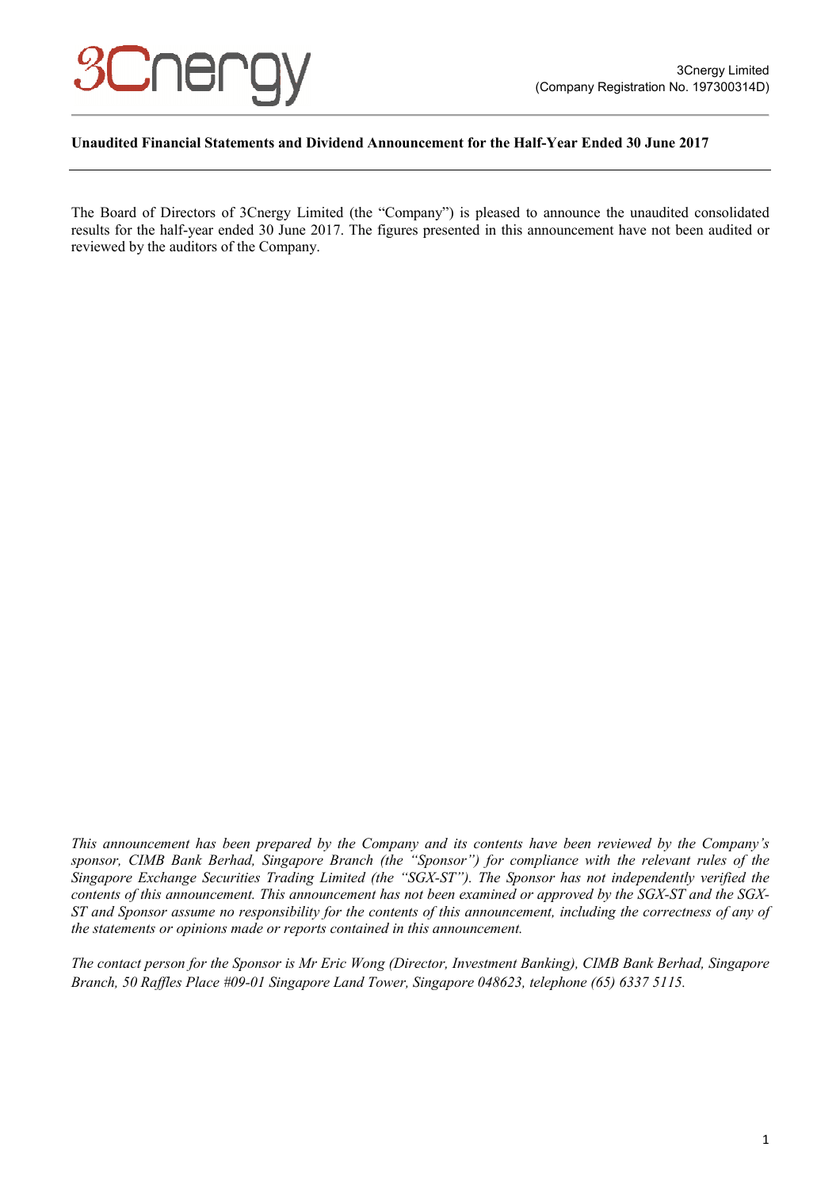3Cnergy Limited
(Company Registration No. 197300314D)

**Unaudited Financial Statements and Dividend Announcement for the Half-Year Ended 30 June 2017**

The Board of Directors of 3Cnergy Limited (the "Company") is pleased to announce the unaudited consolidated results for the half-year ended 30 June 2017. The figures presented in this announcement have not been audited or reviewed by the auditors of the Company.

*This announcement has been prepared by the Company and its contents have been reviewed by the Company's sponsor, CIMB Bank Berhad, Singapore Branch (the "Sponsor") for compliance with the relevant rules of the Singapore Exchange Securities Trading Limited (the "SGX-ST"). The Sponsor has not independently verified the contents of this announcement. This announcement has not been examined or approved by the SGX-ST and the SGX-ST and Sponsor assume no responsibility for the contents of this announcement, including the correctness of any of the statements or opinions made or reports contained in this announcement.*

*The contact person for the Sponsor is Mr Eric Wong (Director, Investment Banking), CIMB Bank Berhad, Singapore Branch, 50 Raffles Place #09-01 Singapore Land Tower, Singapore 048623, telephone (65) 6337 5115.*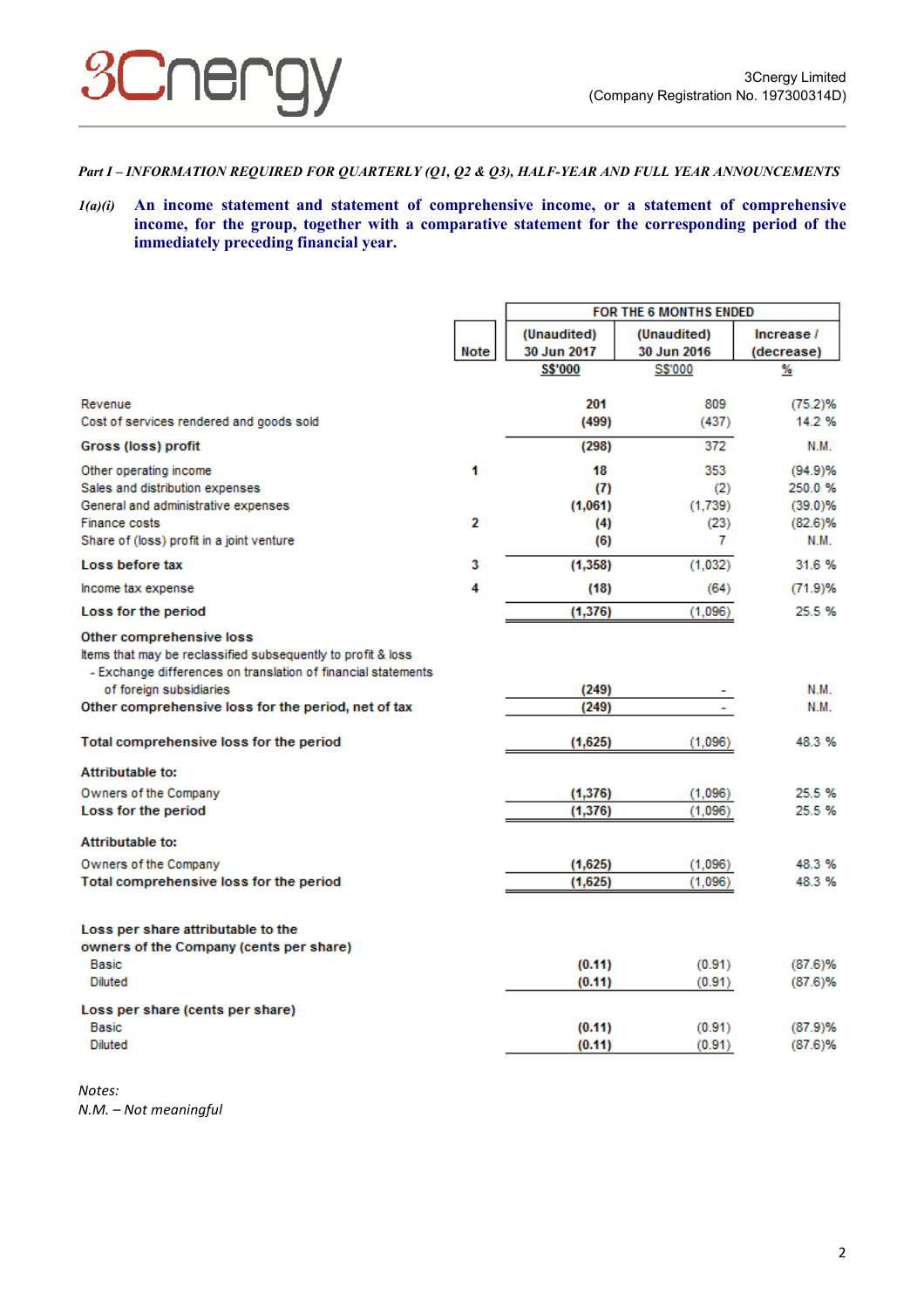*Part I – INFORMATION REQUIRED FOR QUARTERLY (Q1, Q2 & Q3), HALF-YEAR AND FULL YEAR ANNOUNCEMENTS*

***1(a)(i) An income statement and statement of comprehensive income, or a statement of comprehensive income, for the group, together with a comparative statement for the corresponding period of the immediately preceding financial year.***

| | Note | FOR THE 6 MONTHS ENDED | | |
|---|---|---|---|---|
| | | (Unaudited) 30 Jun 2017 | (Unaudited) 30 Jun 2016 | Increase / (decrease) |
| | | S$'000 | S$'000 | % |
| Revenue | | 201 | 809 | (75.2)% |
| Cost of services rendered and goods sold | | (499) | (437) | 14.2 % |
| **Gross (loss) profit** | | (298) | 372 | N.M. |
| Other operating income | 1 | 18 | 353 | (94.9)% |
| Sales and distribution expenses | | (7) | (2) | 250.0 % |
| General and administrative expenses | | (1,061) | (1,739) | (39.0)% |
| Finance costs | 2 | (4) | (23) | (82.6)% |
| Share of (loss) profit in a joint venture | | (6) | 7 | N.M. |
| **Loss before tax** | 3 | (1,358) | (1,032) | 31.6 % |
| Income tax expense | 4 | (18) | (64) | (71.9)% |
| **Loss for the period** | | (1,376) | (1,096) | 25.5 % |
| **Other comprehensive loss** | | | | |
| Items that may be reclassified subsequently to profit & loss | | | | |
| - Exchange differences on translation of financial statements of foreign subsidiaries | | (249) | - | N.M. |
| **Other comprehensive loss for the period, net of tax** | | (249) | - | N.M. |
| **Total comprehensive loss for the period** | | (1,625) | (1,096) | 48.3 % |
| **Attributable to:** | | | | |
| Owners of the Company | | (1,376) | (1,096) | 25.5 % |
| **Loss for the period** | | (1,376) | (1,096) | 25.5 % |
| **Attributable to:** | | | | |
| Owners of the Company | | (1,625) | (1,096) | 48.3 % |
| **Total comprehensive loss for the period** | | (1,625) | (1,096) | 48.3 % |
| **Loss per share attributable to the owners of the Company (cents per share)** | | | | |
| Basic | | (0.11) | (0.91) | (87.6)% |
| Diluted | | (0.11) | (0.91) | (87.6)% |
| **Loss per share (cents per share)** | | | | |
| Basic | | (0.11) | (0.91) | (87.9)% |
| Diluted | | (0.11) | (0.91) | (87.6)% |

*Notes:*
*N.M. – Not meaningful*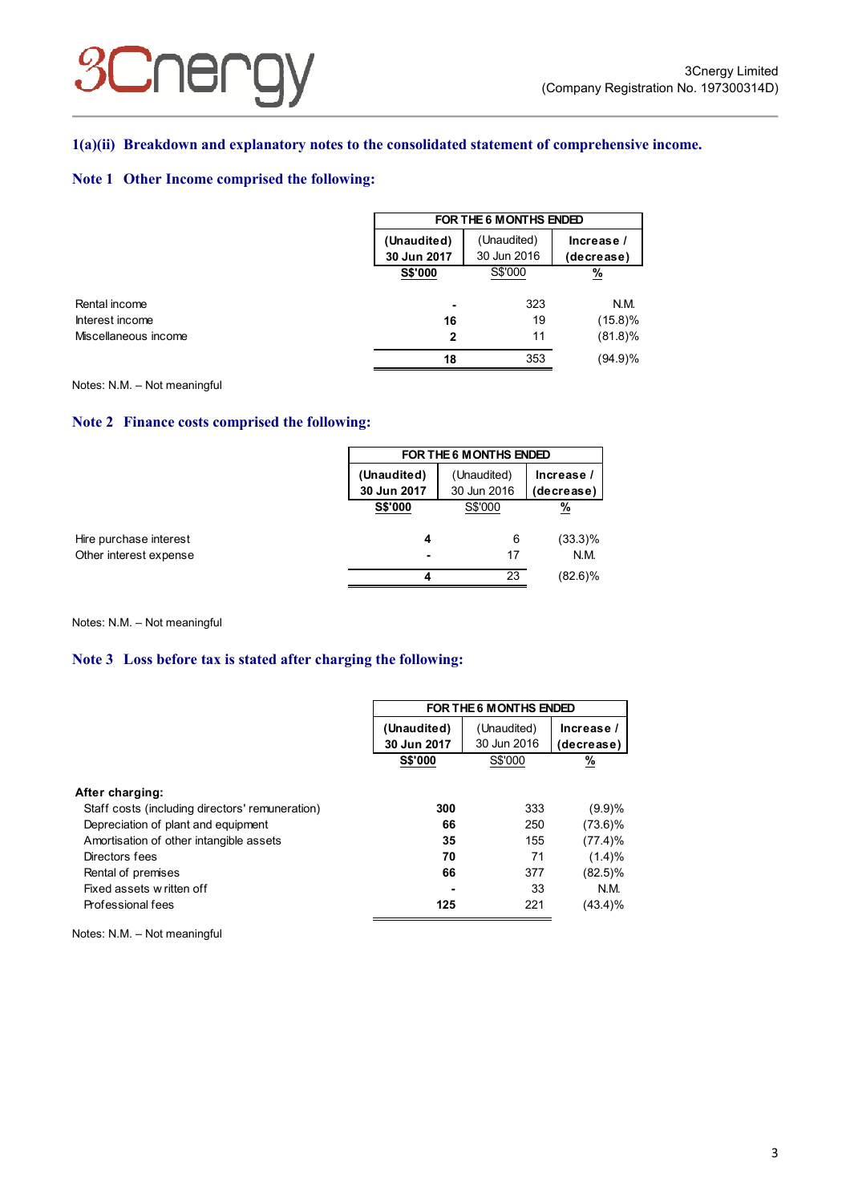## 1(a)(ii) Breakdown and explanatory notes to the consolidated statement of comprehensive income.

### Note 1 Other Income comprised the following:

| | FOR THE 6 MONTHS ENDED | | |
|---|---|---|---|
| | **(Unaudited) 30 Jun 2017** | (Unaudited) 30 Jun 2016 | **Increase / (decrease)** |
| | **S$'000** | S$'000 | **%** |
| Rental income | **-** | 323 | N.M. |
| Interest income | **16** | 19 | (15.8)% |
| Miscellaneous income | **2** | 11 | (81.8)% |
| | **18** | 353 | (94.9)% |

Notes: N.M. – Not meaningful

### Note 2 Finance costs comprised the following:

| | FOR THE 6 MONTHS ENDED | | |
|---|---|---|---|
| | **(Unaudited) 30 Jun 2017** | (Unaudited) 30 Jun 2016 | **Increase / (decrease)** |
| | **S$'000** | S$'000 | **%** |
| Hire purchase interest | **4** | 6 | (33.3)% |
| Other interest expense | **-** | 17 | N.M. |
| | **4** | 23 | (82.6)% |

Notes: N.M. – Not meaningful

### Note 3 Loss before tax is stated after charging the following:

| | FOR THE 6 MONTHS ENDED | | |
|---|---|---|---|
| | **(Unaudited) 30 Jun 2017** | (Unaudited) 30 Jun 2016 | **Increase / (decrease)** |
| | **S$'000** | S$'000 | **%** |
| **After charging:** | | | |
| Staff costs (including directors' remuneration) | **300** | 333 | (9.9)% |
| Depreciation of plant and equipment | **66** | 250 | (73.6)% |
| Amortisation of other intangible assets | **35** | 155 | (77.4)% |
| Directors fees | **70** | 71 | (1.4)% |
| Rental of premises | **66** | 377 | (82.5)% |
| Fixed assets written off | **-** | 33 | N.M. |
| Professional fees | **125** | 221 | (43.4)% |

Notes: N.M. – Not meaningful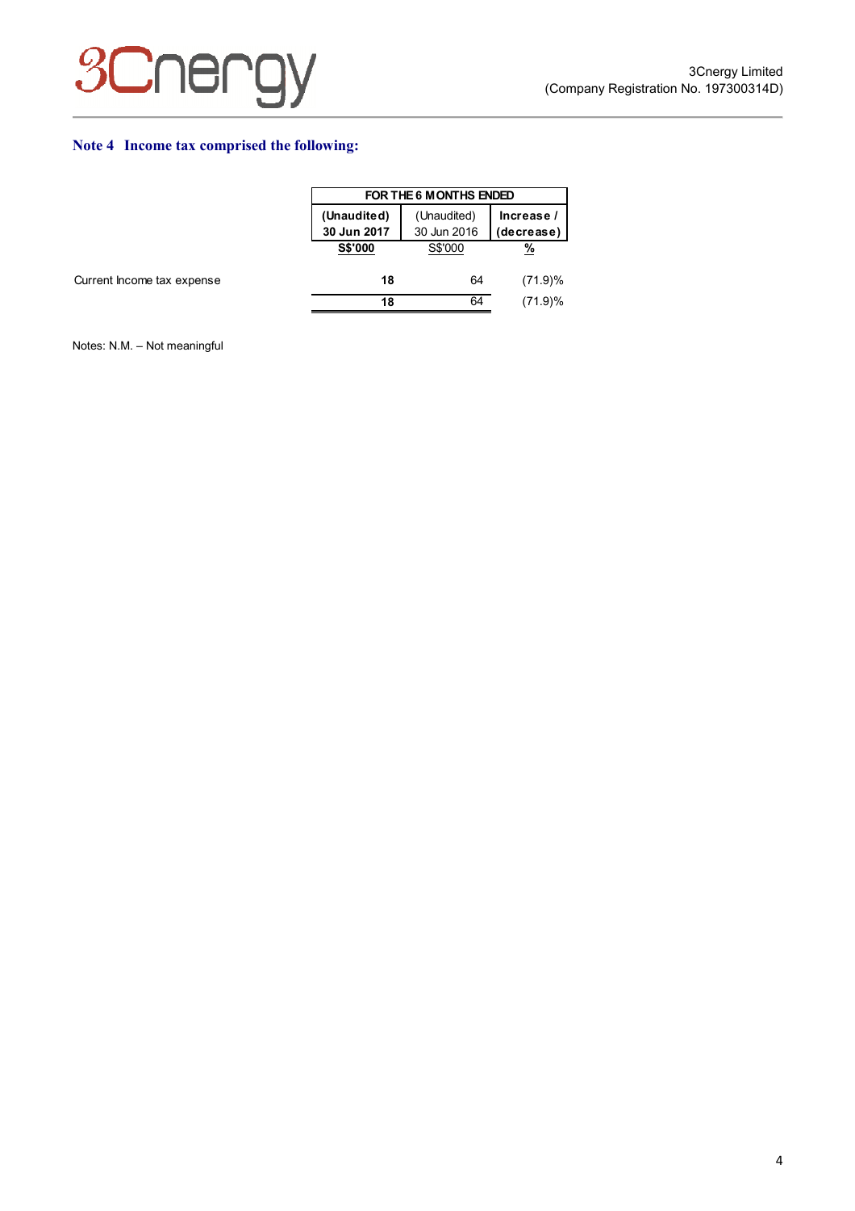## Note 4 Income tax comprised the following:

| | FOR THE 6 MONTHS ENDED | | |
|---|---|---|---|
| | **(Unaudited) 30 Jun 2017** | (Unaudited) 30 Jun 2016 | **Increase / (decrease)** |
| | **S$'000** | S$'000 | **%** |
| Current Income tax expense | **18** | 64 | (71.9)% |
| | **18** | 64 | (71.9)% |

Notes: N.M. – Not meaningful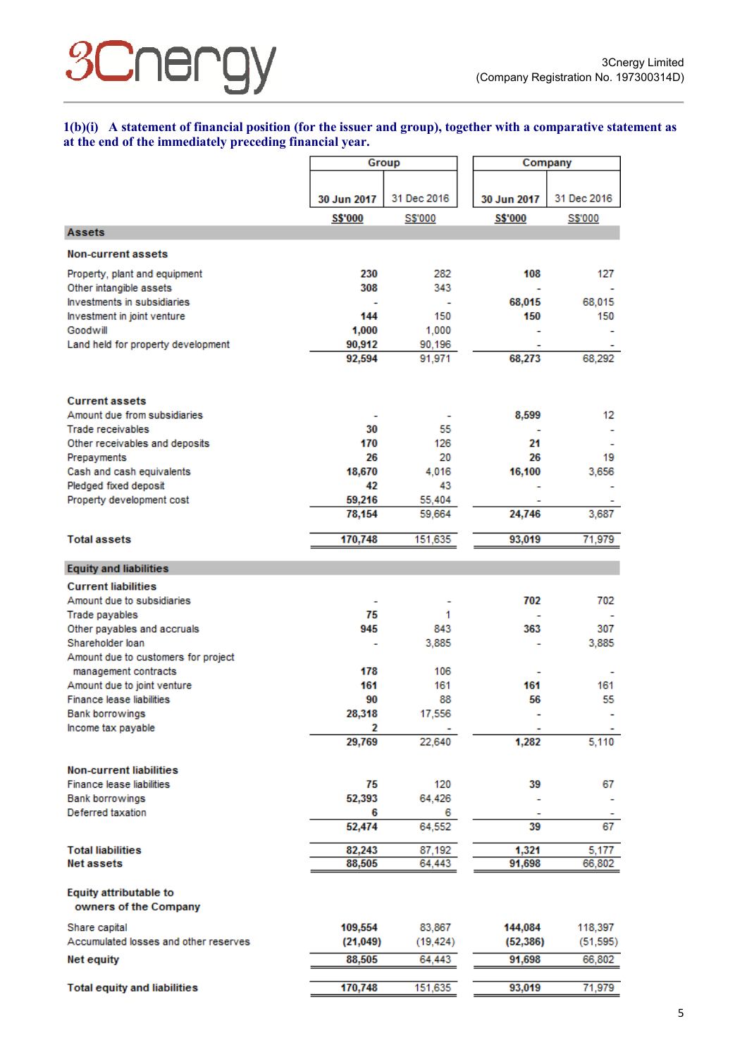**1(b)(i) A statement of financial position (for the issuer and group), together with a comparative statement as at the end of the immediately preceding financial year.**

| | Group | | Company | |
|---|---|---|---|---|
| | 30 Jun 2017 | 31 Dec 2016 | 30 Jun 2017 | 31 Dec 2016 |
| | S$'000 | S$'000 | S$'000 | S$'000 |
| **Assets** | | | | |
| **Non-current assets** | | | | |
| Property, plant and equipment | 230 | 282 | 108 | 127 |
| Other intangible assets | 308 | 343 | - | - |
| Investments in subsidiaries | - | - | 68,015 | 68,015 |
| Investment in joint venture | 144 | 150 | 150 | 150 |
| Goodwill | 1,000 | 1,000 | - | - |
| Land held for property development | 90,912 | 90,196 | - | - |
| | 92,594 | 91,971 | 68,273 | 68,292 |
| **Current assets** | | | | |
| Amount due from subsidiaries | - | - | 8,599 | 12 |
| Trade receivables | 30 | 55 | - | - |
| Other receivables and deposits | 170 | 126 | 21 | - |
| Prepayments | 26 | 20 | 26 | 19 |
| Cash and cash equivalents | 18,670 | 4,016 | 16,100 | 3,656 |
| Pledged fixed deposit | 42 | 43 | - | - |
| Property development cost | 59,216 | 55,404 | - | - |
| | 78,154 | 59,664 | 24,746 | 3,687 |
| **Total assets** | 170,748 | 151,635 | 93,019 | 71,979 |
| **Equity and liabilities** | | | | |
| **Current liabilities** | | | | |
| Amount due to subsidiaries | - | - | 702 | 702 |
| Trade payables | 75 | 1 | - | - |
| Other payables and accruals | 945 | 843 | 363 | 307 |
| Shareholder loan | - | 3,885 | - | 3,885 |
| Amount due to customers for project management contracts | 178 | 106 | - | - |
| Amount due to joint venture | 161 | 161 | 161 | 161 |
| Finance lease liabilities | 90 | 88 | 56 | 55 |
| Bank borrowings | 28,318 | 17,556 | - | - |
| Income tax payable | 2 | - | - | - |
| | 29,769 | 22,640 | 1,282 | 5,110 |
| **Non-current liabilities** | | | | |
| Finance lease liabilities | 75 | 120 | 39 | 67 |
| Bank borrowings | 52,393 | 64,426 | - | - |
| Deferred taxation | 6 | 6 | - | - |
| | 52,474 | 64,552 | 39 | 67 |
| **Total liabilities** | 82,243 | 87,192 | 1,321 | 5,177 |
| **Net assets** | 88,505 | 64,443 | 91,698 | 66,802 |
| **Equity attributable to owners of the Company** | | | | |
| Share capital | 109,554 | 83,867 | 144,084 | 118,397 |
| Accumulated losses and other reserves | (21,049) | (19,424) | (52,386) | (51,595) |
| **Net equity** | 88,505 | 64,443 | 91,698 | 66,802 |
| **Total equity and liabilities** | 170,748 | 151,635 | 93,019 | 71,979 |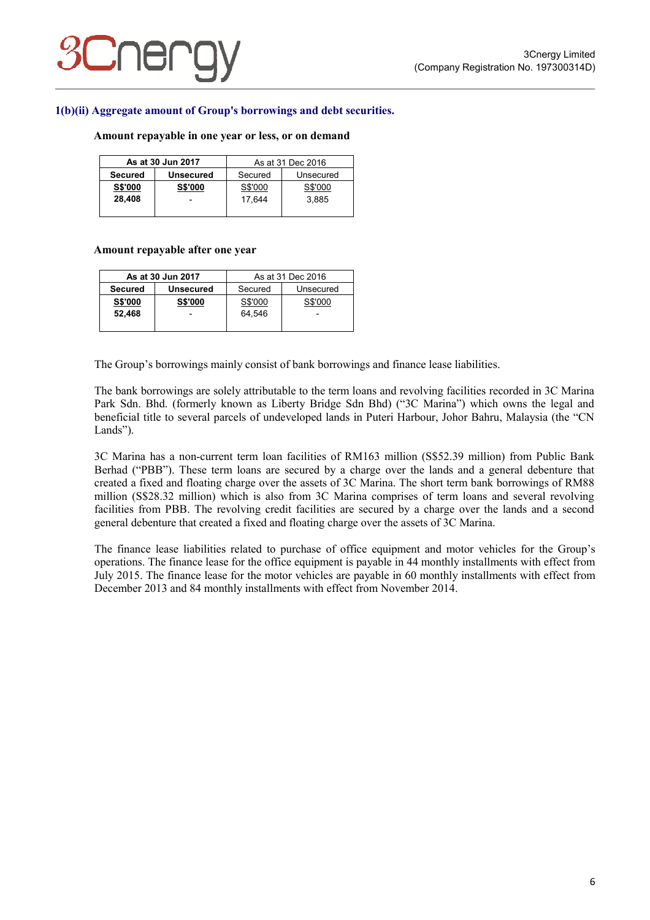### 1(b)(ii) Aggregate amount of Group's borrowings and debt securities.

**Amount repayable in one year or less, or on demand**

| As at 30 Jun 2017 | | As at 31 Dec 2016 | |
|---|---|---|---|
| **Secured** | **Unsecured** | Secured | Unsecured |
| **S$'000** | **S$'000** | S$'000 | S$'000 |
| **28,408** | - | 17,644 | 3,885 |

**Amount repayable after one year**

| As at 30 Jun 2017 | | As at 31 Dec 2016 | |
|---|---|---|---|
| **Secured** | **Unsecured** | Secured | Unsecured |
| **S$'000** | **S$'000** | S$'000 | S$'000 |
| **52,468** | - | 64,546 | - |

The Group's borrowings mainly consist of bank borrowings and finance lease liabilities.

The bank borrowings are solely attributable to the term loans and revolving facilities recorded in 3C Marina Park Sdn. Bhd. (formerly known as Liberty Bridge Sdn Bhd) ("3C Marina") which owns the legal and beneficial title to several parcels of undeveloped lands in Puteri Harbour, Johor Bahru, Malaysia (the "CN Lands").

3C Marina has a non-current term loan facilities of RM163 million (S$52.39 million) from Public Bank Berhad ("PBB"). These term loans are secured by a charge over the lands and a general debenture that created a fixed and floating charge over the assets of 3C Marina. The short term bank borrowings of RM88 million (S$28.32 million) which is also from 3C Marina comprises of term loans and several revolving facilities from PBB. The revolving credit facilities are secured by a charge over the lands and a second general debenture that created a fixed and floating charge over the assets of 3C Marina.

The finance lease liabilities related to purchase of office equipment and motor vehicles for the Group's operations. The finance lease for the office equipment is payable in 44 monthly installments with effect from July 2015. The finance lease for the motor vehicles are payable in 60 monthly installments with effect from December 2013 and 84 monthly installments with effect from November 2014.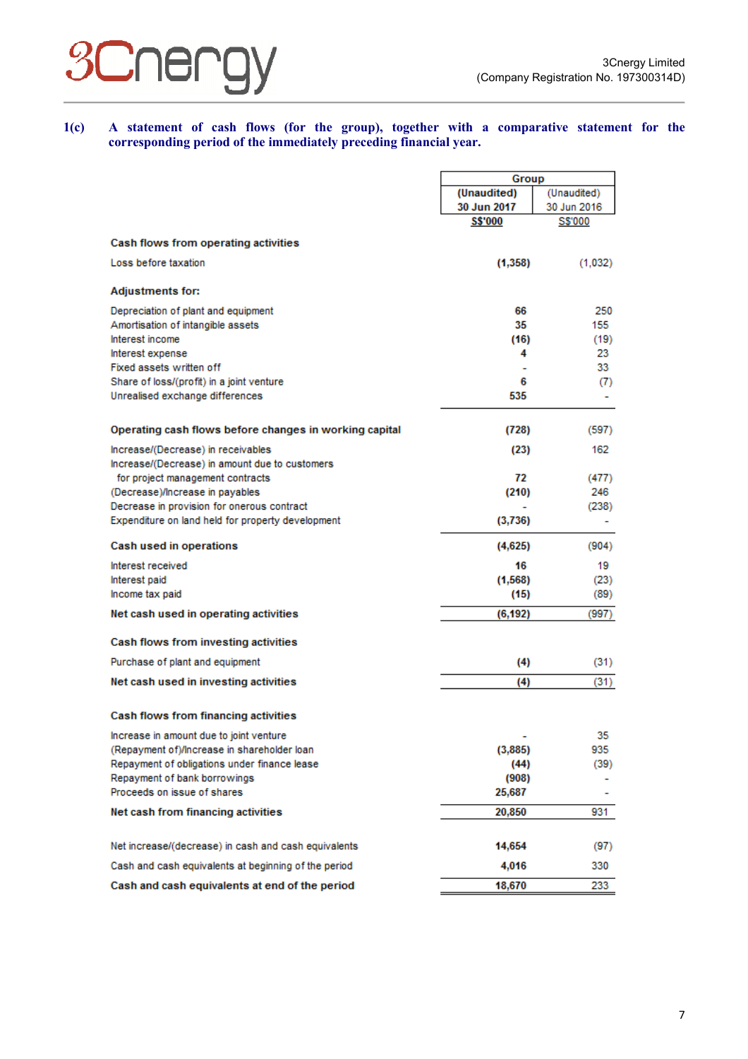**1(c) A statement of cash flows (for the group), together with a comparative statement for the corresponding period of the immediately preceding financial year.**

| | Group | |
|---|---|---|
| | (Unaudited) 30 Jun 2017 | (Unaudited) 30 Jun 2016 |
| | S$'000 | S$'000 |
| **Cash flows from operating activities** | | |
| Loss before taxation | **(1,358)** | (1,032) |
| **Adjustments for:** | | |
| Depreciation of plant and equipment | **66** | 250 |
| Amortisation of intangible assets | **35** | 155 |
| Interest income | **(16)** | (19) |
| Interest expense | **4** | 23 |
| Fixed assets written off | **-** | 33 |
| Share of loss/(profit) in a joint venture | **6** | (7) |
| Unrealised exchange differences | **535** | - |
| **Operating cash flows before changes in working capital** | **(728)** | (597) |
| Increase/(Decrease) in receivables | **(23)** | 162 |
| Increase/(Decrease) in amount due to customers for project management contracts | **72** | (477) |
| (Decrease)/Increase in payables | **(210)** | 246 |
| Decrease in provision for onerous contract | **-** | (238) |
| Expenditure on land held for property development | **(3,736)** | - |
| **Cash used in operations** | **(4,625)** | (904) |
| Interest received | **16** | 19 |
| Interest paid | **(1,568)** | (23) |
| Income tax paid | **(15)** | (89) |
| **Net cash used in operating activities** | **(6,192)** | (997) |
| **Cash flows from investing activities** | | |
| Purchase of plant and equipment | **(4)** | (31) |
| **Net cash used in investing activities** | **(4)** | (31) |
| **Cash flows from financing activities** | | |
| Increase in amount due to joint venture | **-** | 35 |
| (Repayment of)/Increase in shareholder loan | **(3,885)** | 935 |
| Repayment of obligations under finance lease | **(44)** | (39) |
| Repayment of bank borrowings | **(908)** | - |
| Proceeds on issue of shares | **25,687** | - |
| **Net cash from financing activities** | **20,850** | 931 |
| Net increase/(decrease) in cash and cash equivalents | **14,654** | (97) |
| Cash and cash equivalents at beginning of the period | **4,016** | 330 |
| **Cash and cash equivalents at end of the period** | **18,670** | 233 |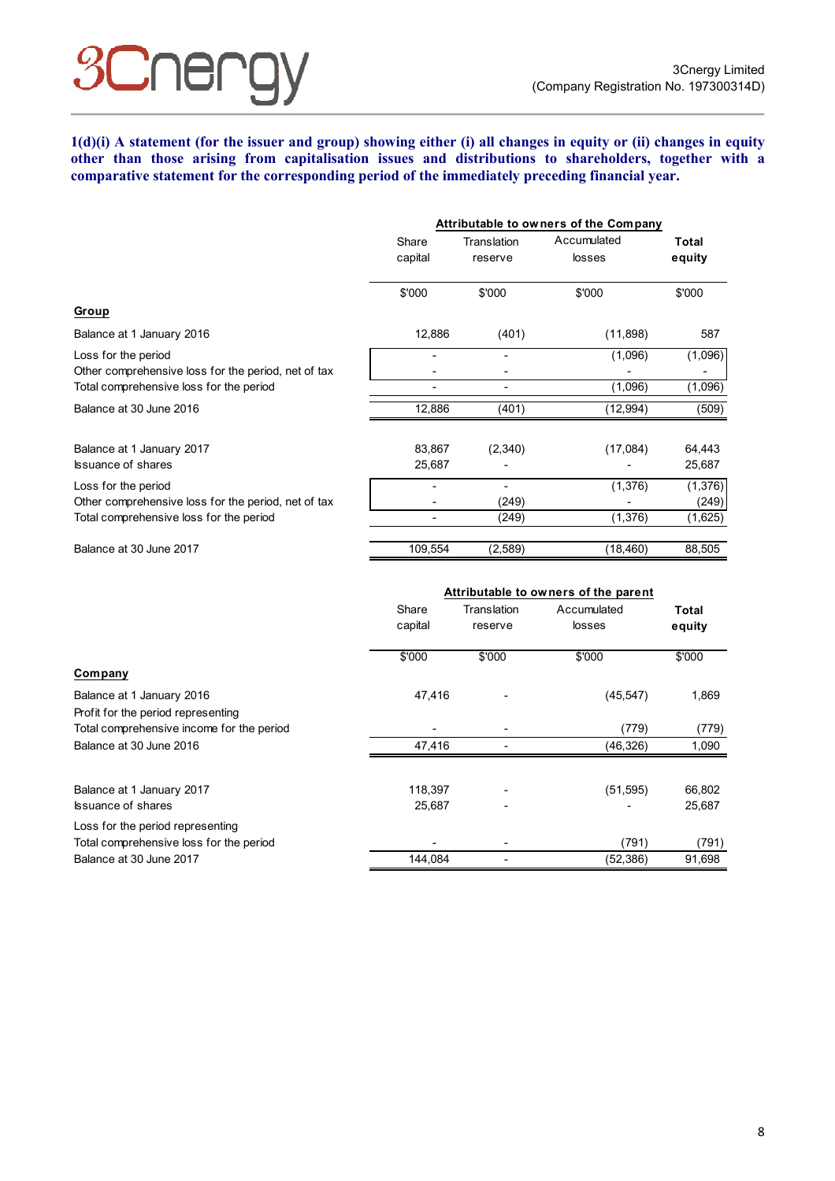**1(d)(i) A statement (for the issuer and group) showing either (i) all changes in equity or (ii) changes in equity other than those arising from capitalisation issues and distributions to shareholders, together with a comparative statement for the corresponding period of the immediately preceding financial year.**

| | Attributable to owners of the Company | | | |
|---|---|---|---|---|
| | Share capital | Translation reserve | Accumulated losses | Total equity |
| | $'000 | $'000 | $'000 | $'000 |
| **Group** | | | | |
| Balance at 1 January 2016 | 12,886 | (401) | (11,898) | 587 |
| Loss for the period | - | - | (1,096) | (1,096) |
| Other comprehensive loss for the period, net of tax | - | - | - | - |
| Total comprehensive loss for the period | - | - | (1,096) | (1,096) |
| Balance at 30 June 2016 | 12,886 | (401) | (12,994) | (509) |
| | | | | |
| Balance at 1 January 2017 | 83,867 | (2,340) | (17,084) | 64,443 |
| Issuance of shares | 25,687 | - | - | 25,687 |
| Loss for the period | - | - | (1,376) | (1,376) |
| Other comprehensive loss for the period, net of tax | - | (249) | - | (249) |
| Total comprehensive loss for the period | - | (249) | (1,376) | (1,625) |
| Balance at 30 June 2017 | 109,554 | (2,589) | (18,460) | 88,505 |

| | Attributable to owners of the parent | | | |
|---|---|---|---|---|
| | Share capital | Translation reserve | Accumulated losses | Total equity |
| | $'000 | $'000 | $'000 | $'000 |
| **Company** | | | | |
| Balance at 1 January 2016 | 47,416 | - | (45,547) | 1,869 |
| Profit for the period representing | | | | |
| Total comprehensive income for the period | - | - | (779) | (779) |
| Balance at 30 June 2016 | 47,416 | - | (46,326) | 1,090 |
| | | | | |
| Balance at 1 January 2017 | 118,397 | - | (51,595) | 66,802 |
| Issuance of shares | 25,687 | - | - | 25,687 |
| Loss for the period representing | | | | |
| Total comprehensive loss for the period | - | - | (791) | (791) |
| Balance at 30 June 2017 | 144,084 | - | (52,386) | 91,698 |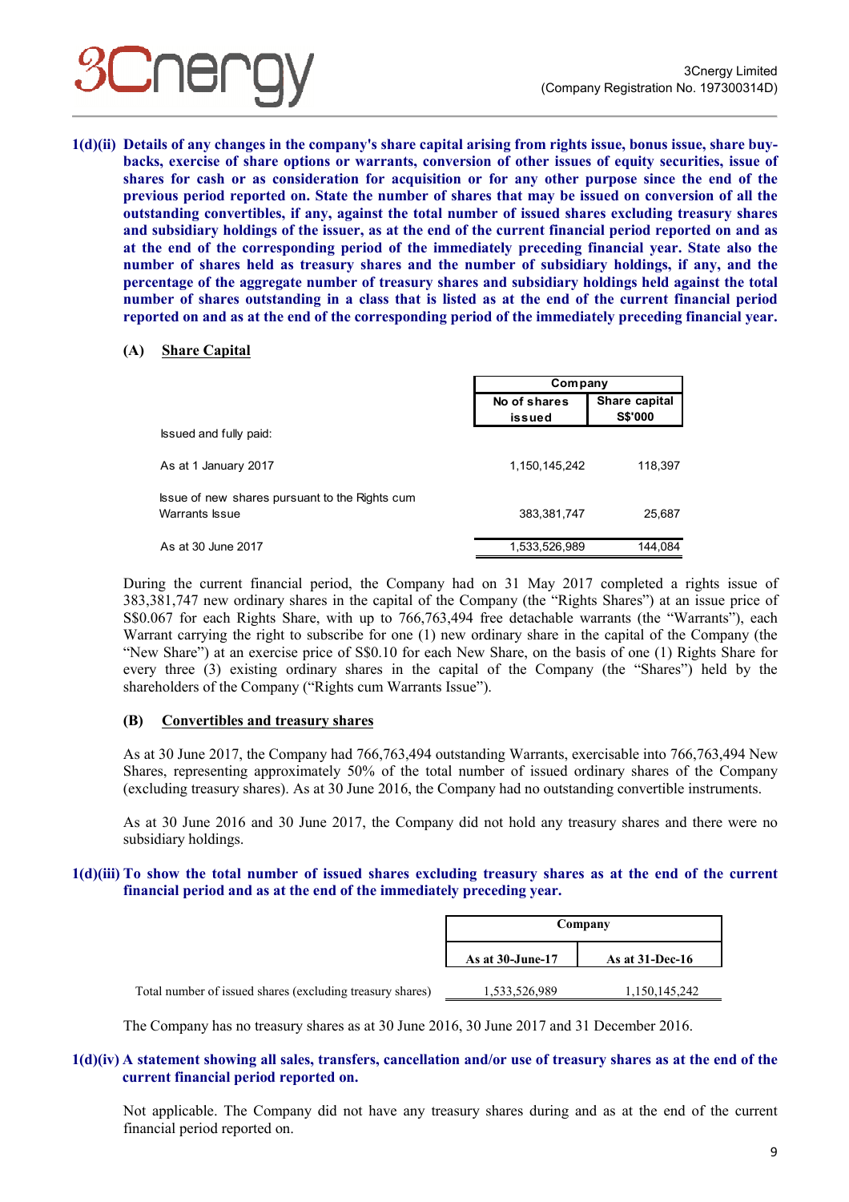**1(d)(ii) Details of any changes in the company's share capital arising from rights issue, bonus issue, share buy-backs, exercise of share options or warrants, conversion of other issues of equity securities, issue of shares for cash or as consideration for acquisition or for any other purpose since the end of the previous period reported on. State the number of shares that may be issued on conversion of all the outstanding convertibles, if any, against the total number of issued shares excluding treasury shares and subsidiary holdings of the issuer, as at the end of the current financial period reported on and as at the end of the corresponding period of the immediately preceding financial year. State also the number of shares held as treasury shares and the number of subsidiary holdings, if any, and the percentage of the aggregate number of treasury shares and subsidiary holdings held against the total number of shares outstanding in a class that is listed as at the end of the current financial period reported on and as at the end of the corresponding period of the immediately preceding financial year.**

**(A) Share Capital**

| | Company | |
|---|---|---|
| | No of shares issued | Share capital S$'000 |
| Issued and fully paid: | | |
| As at 1 January 2017 | 1,150,145,242 | 118,397 |
| Issue of new shares pursuant to the Rights cum Warrants Issue | 383,381,747 | 25,687 |
| As at 30 June 2017 | 1,533,526,989 | 144,084 |

During the current financial period, the Company had on 31 May 2017 completed a rights issue of 383,381,747 new ordinary shares in the capital of the Company (the "Rights Shares") at an issue price of S$0.067 for each Rights Share, with up to 766,763,494 free detachable warrants (the "Warrants"), each Warrant carrying the right to subscribe for one (1) new ordinary share in the capital of the Company (the "New Share") at an exercise price of S$0.10 for each New Share, on the basis of one (1) Rights Share for every three (3) existing ordinary shares in the capital of the Company (the "Shares") held by the shareholders of the Company ("Rights cum Warrants Issue").

**(B) Convertibles and treasury shares**

As at 30 June 2017, the Company had 766,763,494 outstanding Warrants, exercisable into 766,763,494 New Shares, representing approximately 50% of the total number of issued ordinary shares of the Company (excluding treasury shares). As at 30 June 2016, the Company had no outstanding convertible instruments.

As at 30 June 2016 and 30 June 2017, the Company did not hold any treasury shares and there were no subsidiary holdings.

**1(d)(iii) To show the total number of issued shares excluding treasury shares as at the end of the current financial period and as at the end of the immediately preceding year.**

| | Company | |
|---|---|---|
| | As at 30-June-17 | As at 31-Dec-16 |
| Total number of issued shares (excluding treasury shares) | 1,533,526,989 | 1,150,145,242 |

The Company has no treasury shares as at 30 June 2016, 30 June 2017 and 31 December 2016.

**1(d)(iv) A statement showing all sales, transfers, cancellation and/or use of treasury shares as at the end of the current financial period reported on.**

Not applicable. The Company did not have any treasury shares during and as at the end of the current financial period reported on.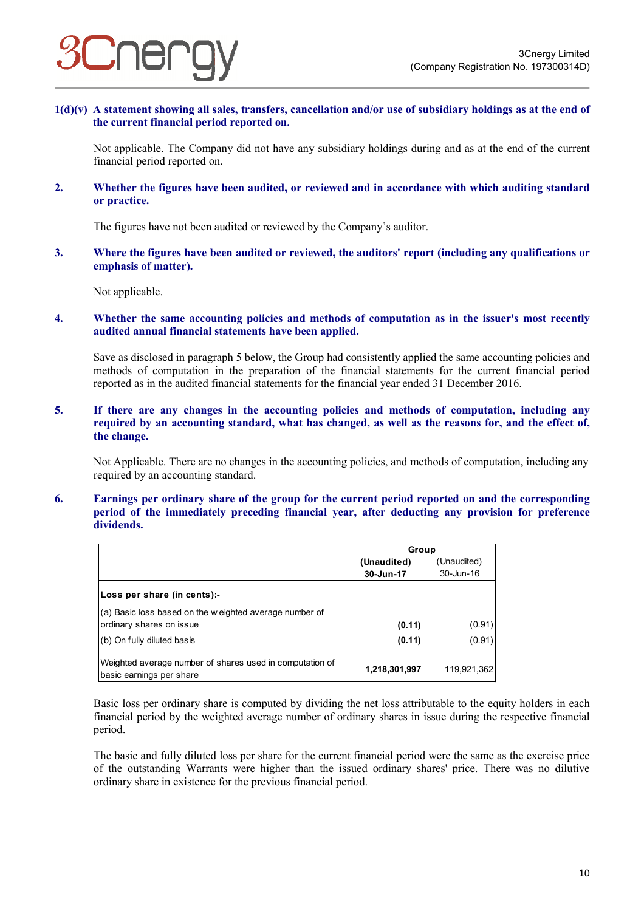**1(d)(v) A statement showing all sales, transfers, cancellation and/or use of subsidiary holdings as at the end of the current financial period reported on.**

Not applicable. The Company did not have any subsidiary holdings during and as at the end of the current financial period reported on.

**2. Whether the figures have been audited, or reviewed and in accordance with which auditing standard or practice.**

The figures have not been audited or reviewed by the Company's auditor.

**3. Where the figures have been audited or reviewed, the auditors' report (including any qualifications or emphasis of matter).**

Not applicable.

**4. Whether the same accounting policies and methods of computation as in the issuer's most recently audited annual financial statements have been applied.**

Save as disclosed in paragraph 5 below, the Group had consistently applied the same accounting policies and methods of computation in the preparation of the financial statements for the current financial period reported as in the audited financial statements for the financial year ended 31 December 2016.

**5. If there are any changes in the accounting policies and methods of computation, including any required by an accounting standard, what has changed, as well as the reasons for, and the effect of, the change.**

Not Applicable. There are no changes in the accounting policies, and methods of computation, including any required by an accounting standard.

**6. Earnings per ordinary share of the group for the current period reported on and the corresponding period of the immediately preceding financial year, after deducting any provision for preference dividends.**

| | Group | |
|---|---|---|
| | **(Unaudited) 30-Jun-17** | (Unaudited) 30-Jun-16 |
| **Loss per share (in cents):-** | | |
| (a) Basic loss based on the weighted average number of ordinary shares on issue | **(0.11)** | (0.91) |
| (b) On fully diluted basis | **(0.11)** | (0.91) |
| Weighted average number of shares used in computation of basic earnings per share | **1,218,301,997** | 119,921,362 |

Basic loss per ordinary share is computed by dividing the net loss attributable to the equity holders in each financial period by the weighted average number of ordinary shares in issue during the respective financial period.

The basic and fully diluted loss per share for the current financial period were the same as the exercise price of the outstanding Warrants were higher than the issued ordinary shares' price. There was no dilutive ordinary share in existence for the previous financial period.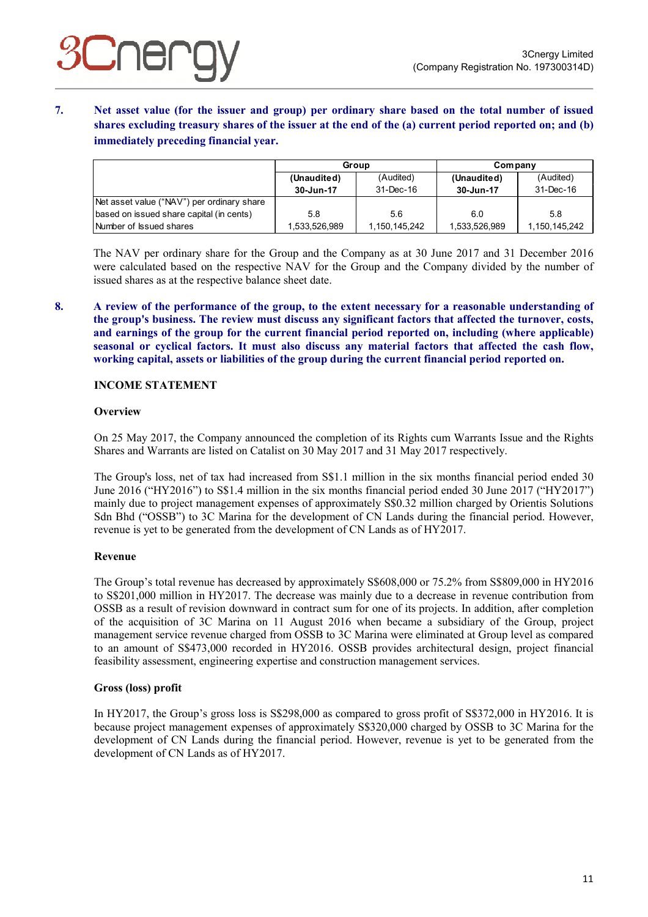**7. Net asset value (for the issuer and group) per ordinary share based on the total number of issued shares excluding treasury shares of the issuer at the end of the (a) current period reported on; and (b) immediately preceding financial year.**

| | Group | | Company | |
|---|---|---|---|---|
| | **(Unaudited) 30-Jun-17** | (Audited) 31-Dec-16 | **(Unaudited) 30-Jun-17** | (Audited) 31-Dec-16 |
| Net asset value ("NAV") per ordinary share based on issued share capital (in cents) | 5.8 | 5.6 | 6.0 | 5.8 |
| Number of Issued shares | 1,533,526,989 | 1,150,145,242 | 1,533,526,989 | 1,150,145,242 |

The NAV per ordinary share for the Group and the Company as at 30 June 2017 and 31 December 2016 were calculated based on the respective NAV for the Group and the Company divided by the number of issued shares as at the respective balance sheet date.

**8. A review of the performance of the group, to the extent necessary for a reasonable understanding of the group's business. The review must discuss any significant factors that affected the turnover, costs, and earnings of the group for the current financial period reported on, including (where applicable) seasonal or cyclical factors. It must also discuss any material factors that affected the cash flow, working capital, assets or liabilities of the group during the current financial period reported on.**

**INCOME STATEMENT**

**Overview**

On 25 May 2017, the Company announced the completion of its Rights cum Warrants Issue and the Rights Shares and Warrants are listed on Catalist on 30 May 2017 and 31 May 2017 respectively.

The Group's loss, net of tax had increased from S$1.1 million in the six months financial period ended 30 June 2016 ("HY2016") to S$1.4 million in the six months financial period ended 30 June 2017 ("HY2017") mainly due to project management expenses of approximately S$0.32 million charged by Orientis Solutions Sdn Bhd ("OSSB") to 3C Marina for the development of CN Lands during the financial period. However, revenue is yet to be generated from the development of CN Lands as of HY2017.

**Revenue**

The Group's total revenue has decreased by approximately S$608,000 or 75.2% from S$809,000 in HY2016 to S$201,000 million in HY2017. The decrease was mainly due to a decrease in revenue contribution from OSSB as a result of revision downward in contract sum for one of its projects. In addition, after completion of the acquisition of 3C Marina on 11 August 2016 when became a subsidiary of the Group, project management service revenue charged from OSSB to 3C Marina were eliminated at Group level as compared to an amount of S$473,000 recorded in HY2016. OSSB provides architectural design, project financial feasibility assessment, engineering expertise and construction management services.

**Gross (loss) profit**

In HY2017, the Group's gross loss is S$298,000 as compared to gross profit of S$372,000 in HY2016. It is because project management expenses of approximately S$320,000 charged by OSSB to 3C Marina for the development of CN Lands during the financial period. However, revenue is yet to be generated from the development of CN Lands as of HY2017.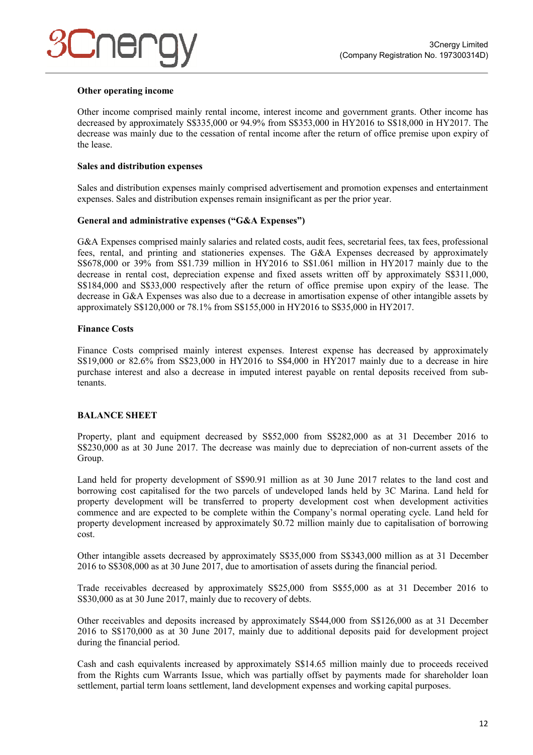**Other operating income**

Other income comprised mainly rental income, interest income and government grants. Other income has decreased by approximately S$335,000 or 94.9% from S$353,000 in HY2016 to S$18,000 in HY2017. The decrease was mainly due to the cessation of rental income after the return of office premise upon expiry of the lease.

**Sales and distribution expenses**

Sales and distribution expenses mainly comprised advertisement and promotion expenses and entertainment expenses. Sales and distribution expenses remain insignificant as per the prior year.

**General and administrative expenses ("G&A Expenses")**

G&A Expenses comprised mainly salaries and related costs, audit fees, secretarial fees, tax fees, professional fees, rental, and printing and stationeries expenses. The G&A Expenses decreased by approximately S$678,000 or 39% from S$1.739 million in HY2016 to S$1.061 million in HY2017 mainly due to the decrease in rental cost, depreciation expense and fixed assets written off by approximately S$311,000, S$184,000 and S$33,000 respectively after the return of office premise upon expiry of the lease. The decrease in G&A Expenses was also due to a decrease in amortisation expense of other intangible assets by approximately S$120,000 or 78.1% from S$155,000 in HY2016 to S$35,000 in HY2017.

**Finance Costs**

Finance Costs comprised mainly interest expenses. Interest expense has decreased by approximately S$19,000 or 82.6% from S$23,000 in HY2016 to S$4,000 in HY2017 mainly due to a decrease in hire purchase interest and also a decrease in imputed interest payable on rental deposits received from sub-tenants.

**BALANCE SHEET**

Property, plant and equipment decreased by S$52,000 from S$282,000 as at 31 December 2016 to S$230,000 as at 30 June 2017. The decrease was mainly due to depreciation of non-current assets of the Group.

Land held for property development of S$90.91 million as at 30 June 2017 relates to the land cost and borrowing cost capitalised for the two parcels of undeveloped lands held by 3C Marina. Land held for property development will be transferred to property development cost when development activities commence and are expected to be complete within the Company's normal operating cycle. Land held for property development increased by approximately $0.72 million mainly due to capitalisation of borrowing cost.

Other intangible assets decreased by approximately S$35,000 from S$343,000 million as at 31 December 2016 to S$308,000 as at 30 June 2017, due to amortisation of assets during the financial period.

Trade receivables decreased by approximately S$25,000 from S$55,000 as at 31 December 2016 to S$30,000 as at 30 June 2017, mainly due to recovery of debts.

Other receivables and deposits increased by approximately S$44,000 from S$126,000 as at 31 December 2016 to S$170,000 as at 30 June 2017, mainly due to additional deposits paid for development project during the financial period.

Cash and cash equivalents increased by approximately S$14.65 million mainly due to proceeds received from the Rights cum Warrants Issue, which was partially offset by payments made for shareholder loan settlement, partial term loans settlement, land development expenses and working capital purposes.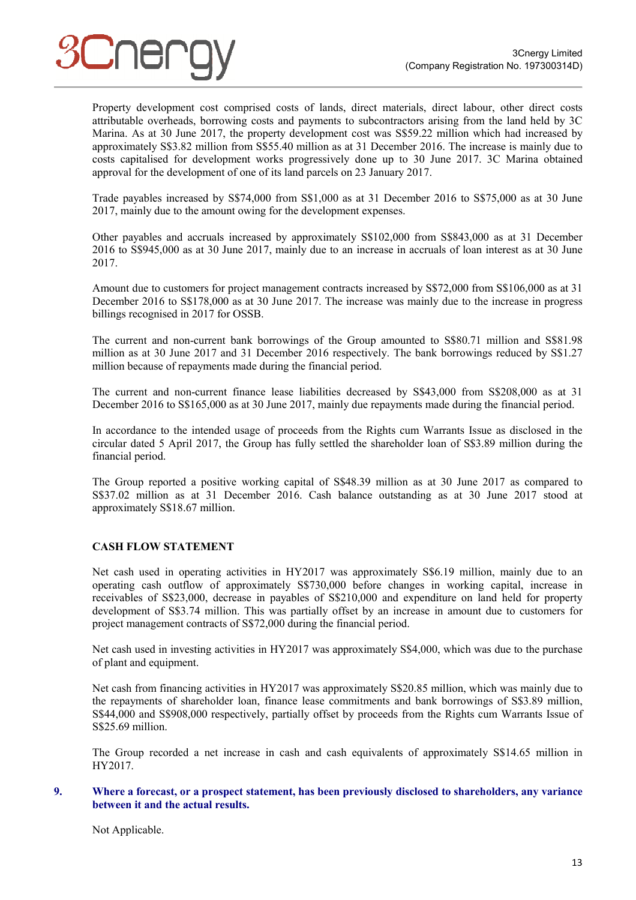Property development cost comprised costs of lands, direct materials, direct labour, other direct costs attributable overheads, borrowing costs and payments to subcontractors arising from the land held by 3C Marina. As at 30 June 2017, the property development cost was S$59.22 million which had increased by approximately S$3.82 million from S$55.40 million as at 31 December 2016. The increase is mainly due to costs capitalised for development works progressively done up to 30 June 2017. 3C Marina obtained approval for the development of one of its land parcels on 23 January 2017.

Trade payables increased by S$74,000 from S$1,000 as at 31 December 2016 to S$75,000 as at 30 June 2017, mainly due to the amount owing for the development expenses.

Other payables and accruals increased by approximately S$102,000 from S$843,000 as at 31 December 2016 to S$945,000 as at 30 June 2017, mainly due to an increase in accruals of loan interest as at 30 June 2017.

Amount due to customers for project management contracts increased by S$72,000 from S$106,000 as at 31 December 2016 to S$178,000 as at 30 June 2017. The increase was mainly due to the increase in progress billings recognised in 2017 for OSSB.

The current and non-current bank borrowings of the Group amounted to S$80.71 million and S$81.98 million as at 30 June 2017 and 31 December 2016 respectively. The bank borrowings reduced by S$1.27 million because of repayments made during the financial period.

The current and non-current finance lease liabilities decreased by S$43,000 from S$208,000 as at 31 December 2016 to S$165,000 as at 30 June 2017, mainly due repayments made during the financial period.

In accordance to the intended usage of proceeds from the Rights cum Warrants Issue as disclosed in the circular dated 5 April 2017, the Group has fully settled the shareholder loan of S$3.89 million during the financial period.

The Group reported a positive working capital of S$48.39 million as at 30 June 2017 as compared to S$37.02 million as at 31 December 2016. Cash balance outstanding as at 30 June 2017 stood at approximately S$18.67 million.

**CASH FLOW STATEMENT**

Net cash used in operating activities in HY2017 was approximately S$6.19 million, mainly due to an operating cash outflow of approximately S$730,000 before changes in working capital, increase in receivables of S$23,000, decrease in payables of S$210,000 and expenditure on land held for property development of S$3.74 million. This was partially offset by an increase in amount due to customers for project management contracts of S$72,000 during the financial period.

Net cash used in investing activities in HY2017 was approximately S$4,000, which was due to the purchase of plant and equipment.

Net cash from financing activities in HY2017 was approximately S$20.85 million, which was mainly due to the repayments of shareholder loan, finance lease commitments and bank borrowings of S$3.89 million, S$44,000 and S$908,000 respectively, partially offset by proceeds from the Rights cum Warrants Issue of S$25.69 million.

The Group recorded a net increase in cash and cash equivalents of approximately S$14.65 million in HY2017.

## 9. Where a forecast, or a prospect statement, has been previously disclosed to shareholders, any variance between it and the actual results.

Not Applicable.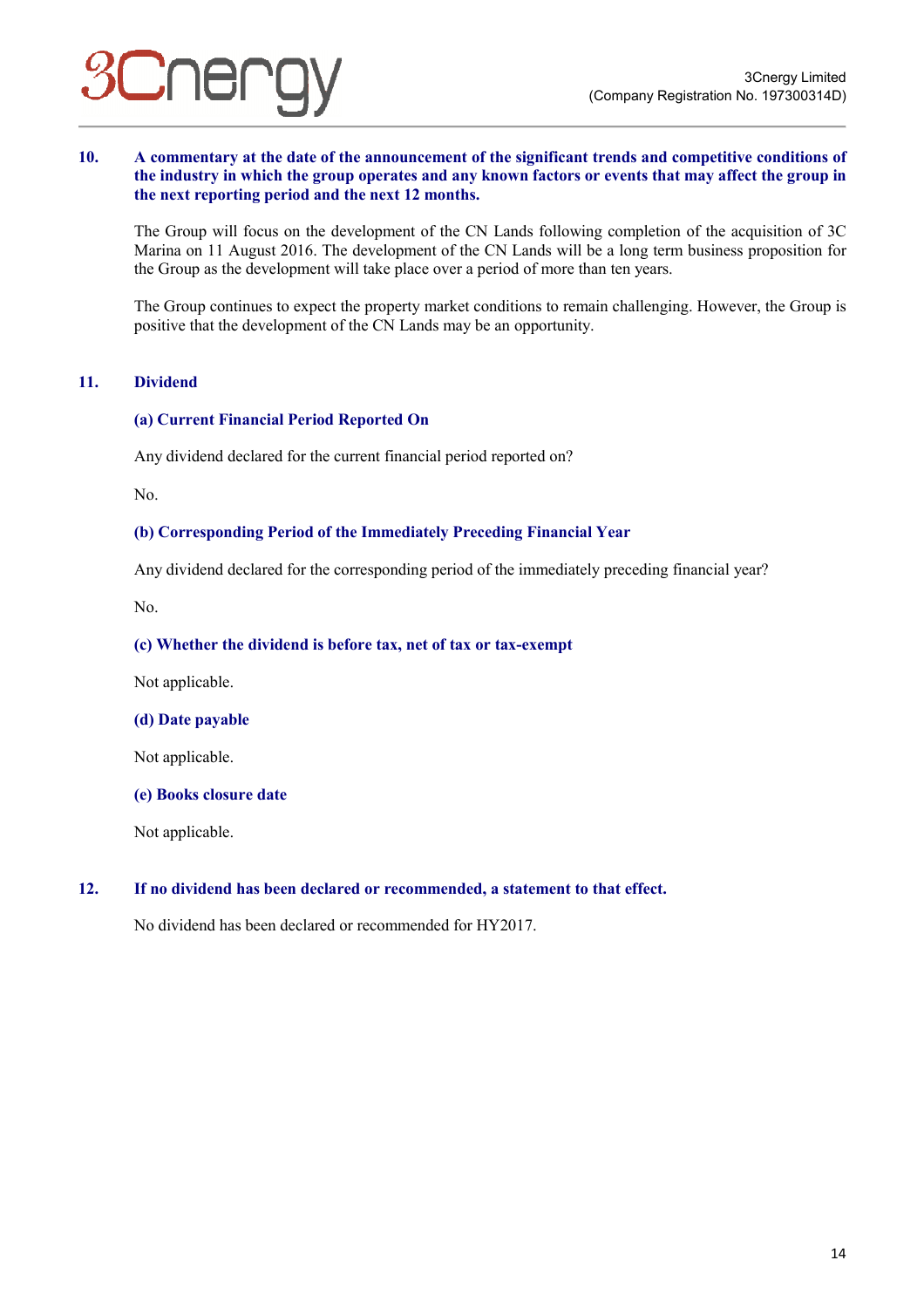**10. A commentary at the date of the announcement of the significant trends and competitive conditions of the industry in which the group operates and any known factors or events that may affect the group in the next reporting period and the next 12 months.**

The Group will focus on the development of the CN Lands following completion of the acquisition of 3C Marina on 11 August 2016. The development of the CN Lands will be a long term business proposition for the Group as the development will take place over a period of more than ten years.

The Group continues to expect the property market conditions to remain challenging. However, the Group is positive that the development of the CN Lands may be an opportunity.

**11. Dividend**

**(a) Current Financial Period Reported On**

Any dividend declared for the current financial period reported on?

No.

**(b) Corresponding Period of the Immediately Preceding Financial Year**

Any dividend declared for the corresponding period of the immediately preceding financial year?

No.

**(c) Whether the dividend is before tax, net of tax or tax-exempt**

Not applicable.

**(d) Date payable**

Not applicable.

**(e) Books closure date**

Not applicable.

**12. If no dividend has been declared or recommended, a statement to that effect.**

No dividend has been declared or recommended for HY2017.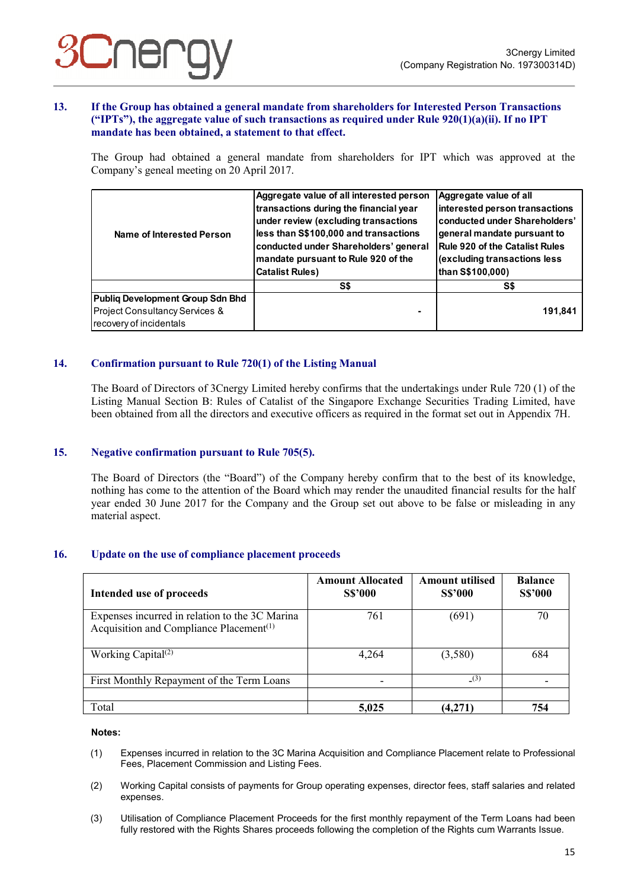**13. If the Group has obtained a general mandate from shareholders for Interested Person Transactions ("IPTs"), the aggregate value of such transactions as required under Rule 920(1)(a)(ii). If no IPT mandate has been obtained, a statement to that effect.**

The Group had obtained a general mandate from shareholders for IPT which was approved at the Company's geneal meeting on 20 April 2017.

| Name of Interested Person | Aggregate value of all interested person transactions during the financial year under review (excluding transactions less than S$100,000 and transactions conducted under Shareholders' general mandate pursuant to Rule 920 of the Catalist Rules) | Aggregate value of all interested person transactions conducted under Shareholders' general mandate pursuant to Rule 920 of the Catalist Rules (excluding transactions less than S$100,000) |
|---|---|---|
| | S$ | S$ |
| **Publiq Development Group Sdn Bhd** Project Consultancy Services & recovery of incidentals | - | 191,841 |

**14. Confirmation pursuant to Rule 720(1) of the Listing Manual**

The Board of Directors of 3Cnergy Limited hereby confirms that the undertakings under Rule 720 (1) of the Listing Manual Section B: Rules of Catalist of the Singapore Exchange Securities Trading Limited, have been obtained from all the directors and executive officers as required in the format set out in Appendix 7H.

**15. Negative confirmation pursuant to Rule 705(5).**

The Board of Directors (the "Board") of the Company hereby confirm that to the best of its knowledge, nothing has come to the attention of the Board which may render the unaudited financial results for the half year ended 30 June 2017 for the Company and the Group set out above to be false or misleading in any material aspect.

**16. Update on the use of compliance placement proceeds**

| Intended use of proceeds | Amount Allocated S$'000 | Amount utilised S$'000 | Balance S$'000 |
|---|---|---|---|
| Expenses incurred in relation to the 3C Marina Acquisition and Compliance Placement(1) | 761 | (691) | 70 |
| Working Capital(2) | 4,264 | (3,580) | 684 |
| First Monthly Repayment of the Term Loans | - | -(3) | - |
| | | | |
| Total | **5,025** | **(4,271)** | **754** |

**Notes:**

(1) Expenses incurred in relation to the 3C Marina Acquisition and Compliance Placement relate to Professional Fees, Placement Commission and Listing Fees.

(2) Working Capital consists of payments for Group operating expenses, director fees, staff salaries and related expenses.

(3) Utilisation of Compliance Placement Proceeds for the first monthly repayment of the Term Loans had been fully restored with the Rights Shares proceeds following the completion of the Rights cum Warrants Issue.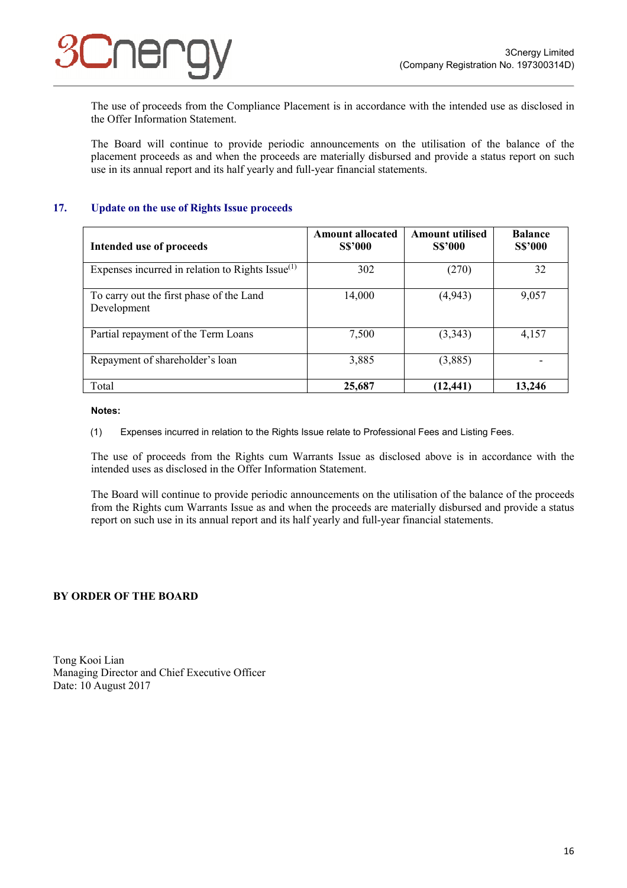The use of proceeds from the Compliance Placement is in accordance with the intended use as disclosed in the Offer Information Statement.

The Board will continue to provide periodic announcements on the utilisation of the balance of the placement proceeds as and when the proceeds are materially disbursed and provide a status report on such use in its annual report and its half yearly and full-year financial statements.

## 17. Update on the use of Rights Issue proceeds

| Intended use of proceeds | Amount allocated S$'000 | Amount utilised S$'000 | Balance S$'000 |
|---|---|---|---|
| Expenses incurred in relation to Rights Issue[(1)] | 302 | (270) | 32 |
| To carry out the first phase of the Land Development | 14,000 | (4,943) | 9,057 |
| Partial repayment of the Term Loans | 7,500 | (3,343) | 4,157 |
| Repayment of shareholder's loan | 3,885 | (3,885) | - |
| Total | **25,687** | **(12,441)** | **13,246** |

**Notes:**

(1) Expenses incurred in relation to the Rights Issue relate to Professional Fees and Listing Fees.

The use of proceeds from the Rights cum Warrants Issue as disclosed above is in accordance with the intended uses as disclosed in the Offer Information Statement.

The Board will continue to provide periodic announcements on the utilisation of the balance of the proceeds from the Rights cum Warrants Issue as and when the proceeds are materially disbursed and provide a status report on such use in its annual report and its half yearly and full-year financial statements.

**BY ORDER OF THE BOARD**

Tong Kooi Lian
Managing Director and Chief Executive Officer
Date: 10 August 2017